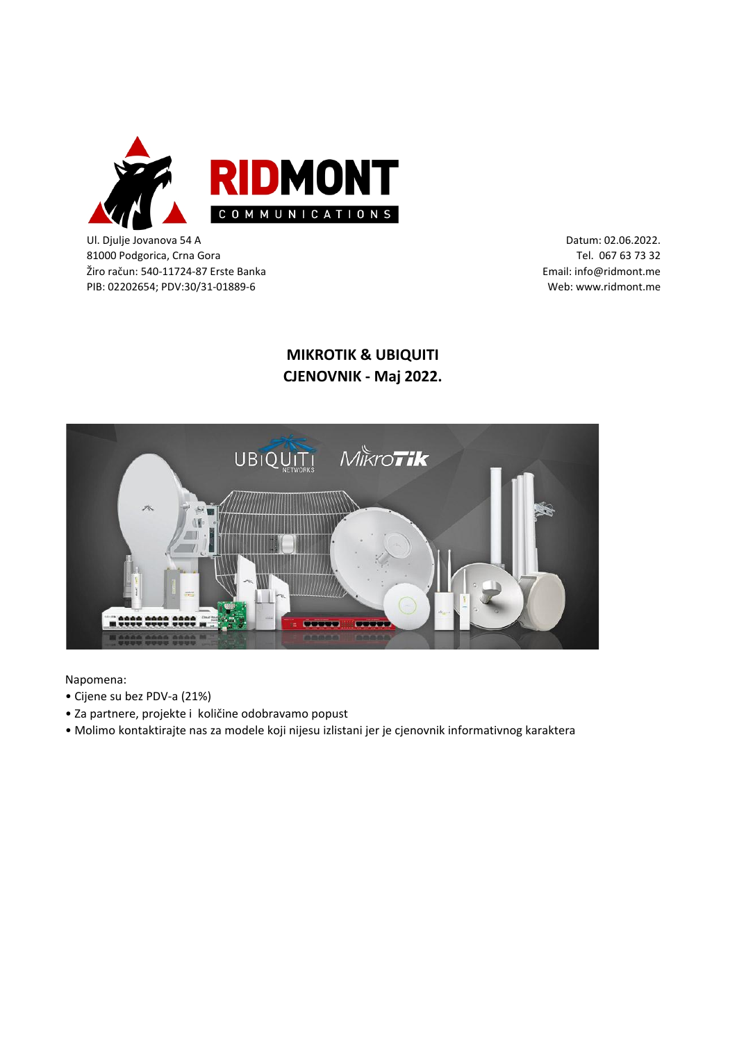Ul. Djulje Jovanova 54 A
81000 Podgorica, Crna Gora
Žiro račun: 540-11724-87 Erste Banka
PIB: 02202654; PDV:30/31-01889-6

Datum: 02.06.2022.
Tel. 067 63 73 32
Email: info@ridmont.me
Web: www.ridmont.me

## MIKROTIK & UBIQUITI
## CJENOVNIK - Maj 2022.

Napomena:

- Cijene su bez PDV-a (21%)
- Za partnere, projekte i količine odobravamo popust
- Molimo kontaktirajte nas za modele koji nijesu izlistani jer je cjenovnik informativnog karaktera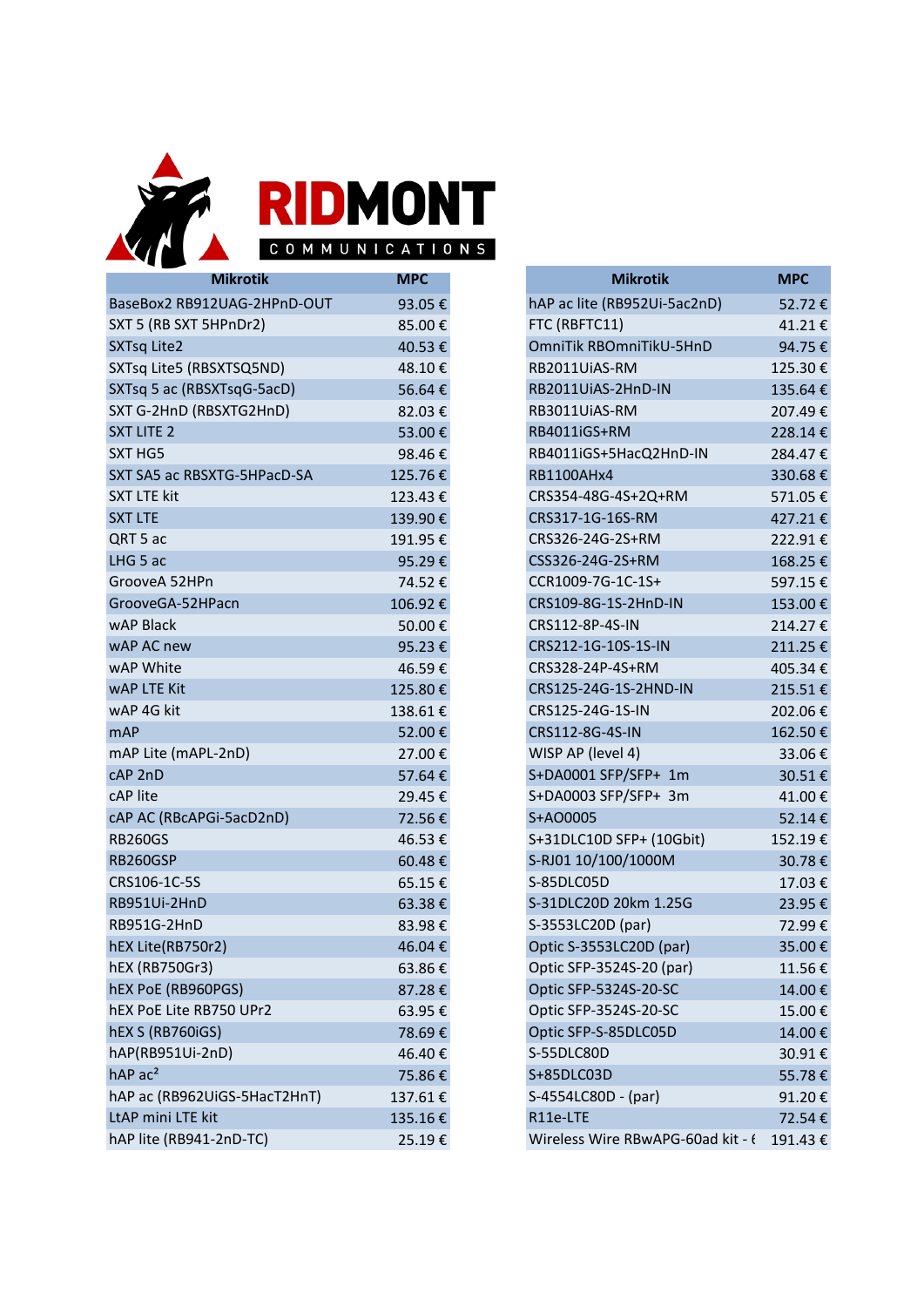RIDMONT COMMUNICATIONS

| Mikrotik | MPC |
|---|---|
| BaseBox2 RB912UAG-2HPnD-OUT | 93.05 € |
| SXT 5 (RB SXT 5HPnDr2) | 85.00 € |
| SXTsq Lite2 | 40.53 € |
| SXTsq Lite5 (RBSXTSQ5ND) | 48.10 € |
| SXTsq 5 ac (RBSXTsqG-5acD) | 56.64 € |
| SXT G-2HnD (RBSXTG2HnD) | 82.03 € |
| SXT LITE 2 | 53.00 € |
| SXT HG5 | 98.46 € |
| SXT SA5 ac RBSXTG-5HPacD-SA | 125.76 € |
| SXT LTE kit | 123.43 € |
| SXT LTE | 139.90 € |
| QRT 5 ac | 191.95 € |
| LHG 5 ac | 95.29 € |
| GrooveA 52HPn | 74.52 € |
| GrooveGA-52HPacn | 106.92 € |
| wAP Black | 50.00 € |
| wAP AC new | 95.23 € |
| wAP White | 46.59 € |
| wAP LTE Kit | 125.80 € |
| wAP 4G kit | 138.61 € |
| mAP | 52.00 € |
| mAP Lite (mAPL-2nD) | 27.00 € |
| cAP 2nD | 57.64 € |
| cAP lite | 29.45 € |
| cAP AC (RBcAPGi-5acD2nD) | 72.56 € |
| RB260GS | 46.53 € |
| RB260GSP | 60.48 € |
| CRS106-1C-5S | 65.15 € |
| RB951Ui-2HnD | 63.38 € |
| RB951G-2HnD | 83.98 € |
| hEX Lite(RB750r2) | 46.04 € |
| hEX (RB750Gr3) | 63.86 € |
| hEX PoE (RB960PGS) | 87.28 € |
| hEX PoE Lite RB750 UPr2 | 63.95 € |
| hEX S (RB760iGS) | 78.69 € |
| hAP(RB951Ui-2nD) | 46.40 € |
| hAP ac² | 75.86 € |
| hAP ac (RB962UiGS-5HacT2HnT) | 137.61 € |
| LtAP mini LTE kit | 135.16 € |
| hAP lite (RB941-2nD-TC) | 25.19 € |

| Mikrotik | MPC |
|---|---|
| hAP ac lite (RB952Ui-5ac2nD) | 52.72 € |
| FTC (RBFTC11) | 41.21 € |
| OmniTik RBOmniTikU-5HnD | 94.75 € |
| RB2011UiAS-RM | 125.30 € |
| RB2011UiAS-2HnD-IN | 135.64 € |
| RB3011UiAS-RM | 207.49 € |
| RB4011iGS+RM | 228.14 € |
| RB4011iGS+5HacQ2HnD-IN | 284.47 € |
| RB1100AHx4 | 330.68 € |
| CRS354-48G-4S+2Q+RM | 571.05 € |
| CRS317-1G-16S-RM | 427.21 € |
| CRS326-24G-2S+RM | 222.91 € |
| CSS326-24G-2S+RM | 168.25 € |
| CCR1009-7G-1C-1S+ | 597.15 € |
| CRS109-8G-1S-2HnD-IN | 153.00 € |
| CRS112-8P-4S-IN | 214.27 € |
| CRS212-1G-10S-1S-IN | 211.25 € |
| CRS328-24P-4S+RM | 405.34 € |
| CRS125-24G-1S-2HND-IN | 215.51 € |
| CRS125-24G-1S-IN | 202.06 € |
| CRS112-8G-4S-IN | 162.50 € |
| WISP AP (level 4) | 33.06 € |
| S+DA0001 SFP/SFP+ 1m | 30.51 € |
| S+DA0003 SFP/SFP+ 3m | 41.00 € |
| S+AO0005 | 52.14 € |
| S+31DLC10D SFP+ (10Gbit) | 152.19 € |
| S-RJ01 10/100/1000M | 30.78 € |
| S-85DLC05D | 17.03 € |
| S-31DLC20D 20km 1.25G | 23.95 € |
| S-3553LC20D (par) | 72.99 € |
| Optic S-3553LC20D (par) | 35.00 € |
| Optic SFP-3524S-20 (par) | 11.56 € |
| Optic SFP-5324S-20-SC | 14.00 € |
| Optic SFP-3524S-20-SC | 15.00 € |
| Optic SFP-S-85DLC05D | 14.00 € |
| S-55DLC80D | 30.91 € |
| S+85DLC03D | 55.78 € |
| S-4554LC80D - (par) | 91.20 € |
| R11e-LTE | 72.54 € |
| Wireless Wire RBwAPG-60ad kit - ( | 191.43 € |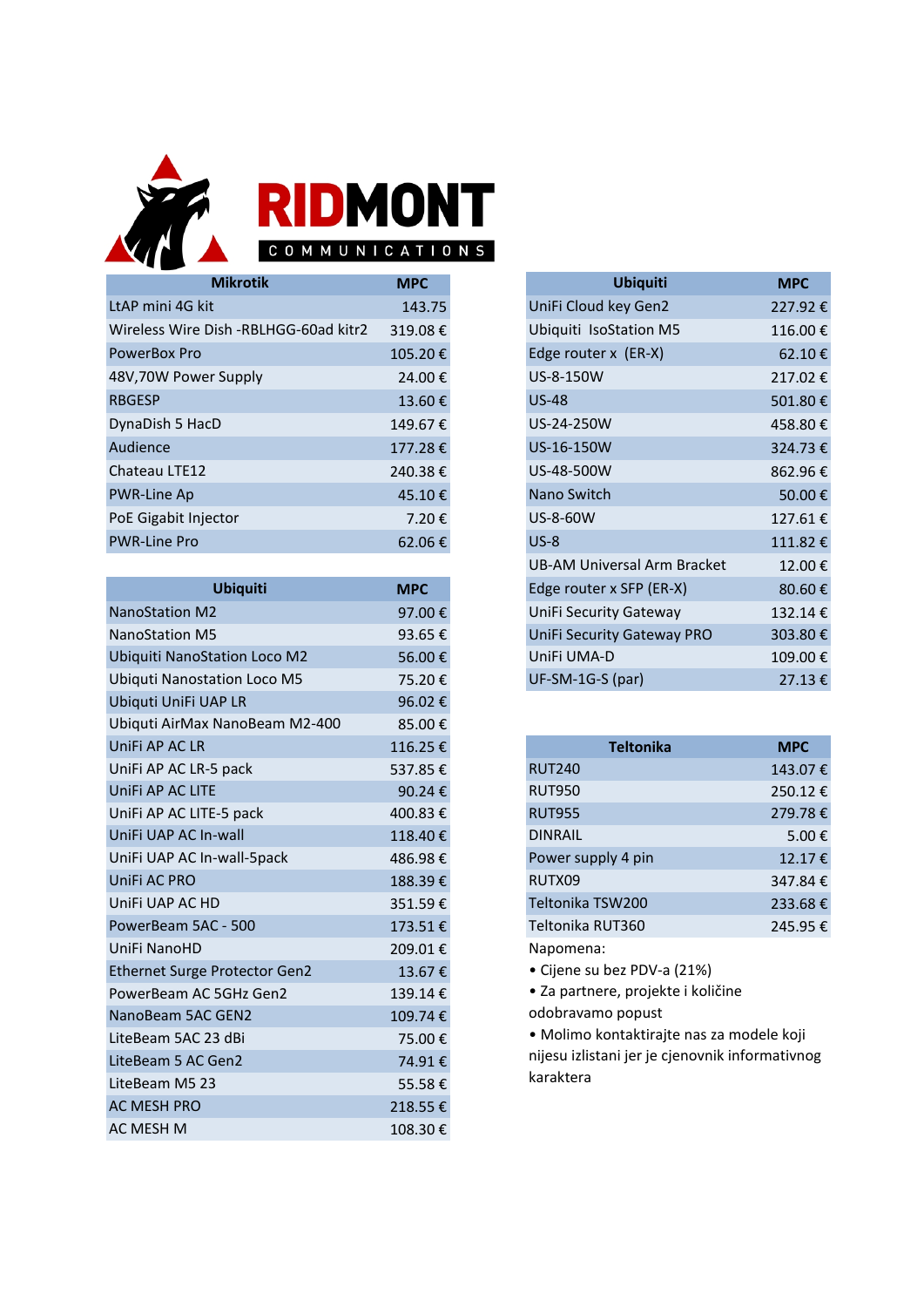# RIDMONT COMMUNICATIONS

| Mikrotik | MPC |
|---|---|
| LtAP mini 4G kit | 143.75 |
| Wireless Wire Dish -RBLHGG-60ad kitr2 | 319.08 € |
| PowerBox Pro | 105.20 € |
| 48V,70W Power Supply | 24.00 € |
| RBGESP | 13.60 € |
| DynaDish 5 HacD | 149.67 € |
| Audience | 177.28 € |
| Chateau LTE12 | 240.38 € |
| PWR-Line Ap | 45.10 € |
| PoE Gigabit Injector | 7.20 € |
| PWR-Line Pro | 62.06 € |

| Ubiquiti | MPC |
|---|---|
| NanoStation M2 | 97.00 € |
| NanoStation M5 | 93.65 € |
| Ubiquiti NanoStation Loco M2 | 56.00 € |
| Ubiquti Nanostation Loco M5 | 75.20 € |
| Ubiquti UniFi UAP LR | 96.02 € |
| Ubiquti AirMax NanoBeam M2-400 | 85.00 € |
| UniFi AP AC LR | 116.25 € |
| UniFi AP AC LR-5 pack | 537.85 € |
| UniFi AP AC LITE | 90.24 € |
| UniFi AP AC LITE-5 pack | 400.83 € |
| UniFi UAP AC In-wall | 118.40 € |
| UniFi UAP AC In-wall-5pack | 486.98 € |
| UniFi AC PRO | 188.39 € |
| UniFi UAP AC HD | 351.59 € |
| PowerBeam 5AC - 500 | 173.51 € |
| UniFi NanoHD | 209.01 € |
| Ethernet Surge Protector Gen2 | 13.67 € |
| PowerBeam AC 5GHz Gen2 | 139.14 € |
| NanoBeam 5AC GEN2 | 109.74 € |
| LiteBeam 5AC 23 dBi | 75.00 € |
| LiteBeam 5 AC Gen2 | 74.91 € |
| LiteBeam M5 23 | 55.58 € |
| AC MESH PRO | 218.55 € |
| AC MESH M | 108.30 € |

| Ubiquiti | MPC |
|---|---|
| UniFi Cloud key Gen2 | 227.92 € |
| Ubiquiti IsoStation M5 | 116.00 € |
| Edge router x (ER-X) | 62.10 € |
| US-8-150W | 217.02 € |
| US-48 | 501.80 € |
| US-24-250W | 458.80 € |
| US-16-150W | 324.73 € |
| US-48-500W | 862.96 € |
| Nano Switch | 50.00 € |
| US-8-60W | 127.61 € |
| US-8 | 111.82 € |
| UB-AM Universal Arm Bracket | 12.00 € |
| Edge router x SFP (ER-X) | 80.60 € |
| UniFi Security Gateway | 132.14 € |
| UniFi Security Gateway PRO | 303.80 € |
| UniFi UMA-D | 109.00 € |
| UF-SM-1G-S (par) | 27.13 € |

| Teltonika | MPC |
|---|---|
| RUT240 | 143.07 € |
| RUT950 | 250.12 € |
| RUT955 | 279.78 € |
| DINRAIL | 5.00 € |
| Power supply 4 pin | 12.17 € |
| RUTX09 | 347.84 € |
| Teltonika TSW200 | 233.68 € |
| Teltonika RUT360 | 245.95 € |

Napomena:

- Cijene su bez PDV-a (21%)
- Za partnere, projekte i količine odobravamo popust
- Molimo kontaktirajte nas za modele koji nijesu izlistani jer je cjenovnik informativnog karaktera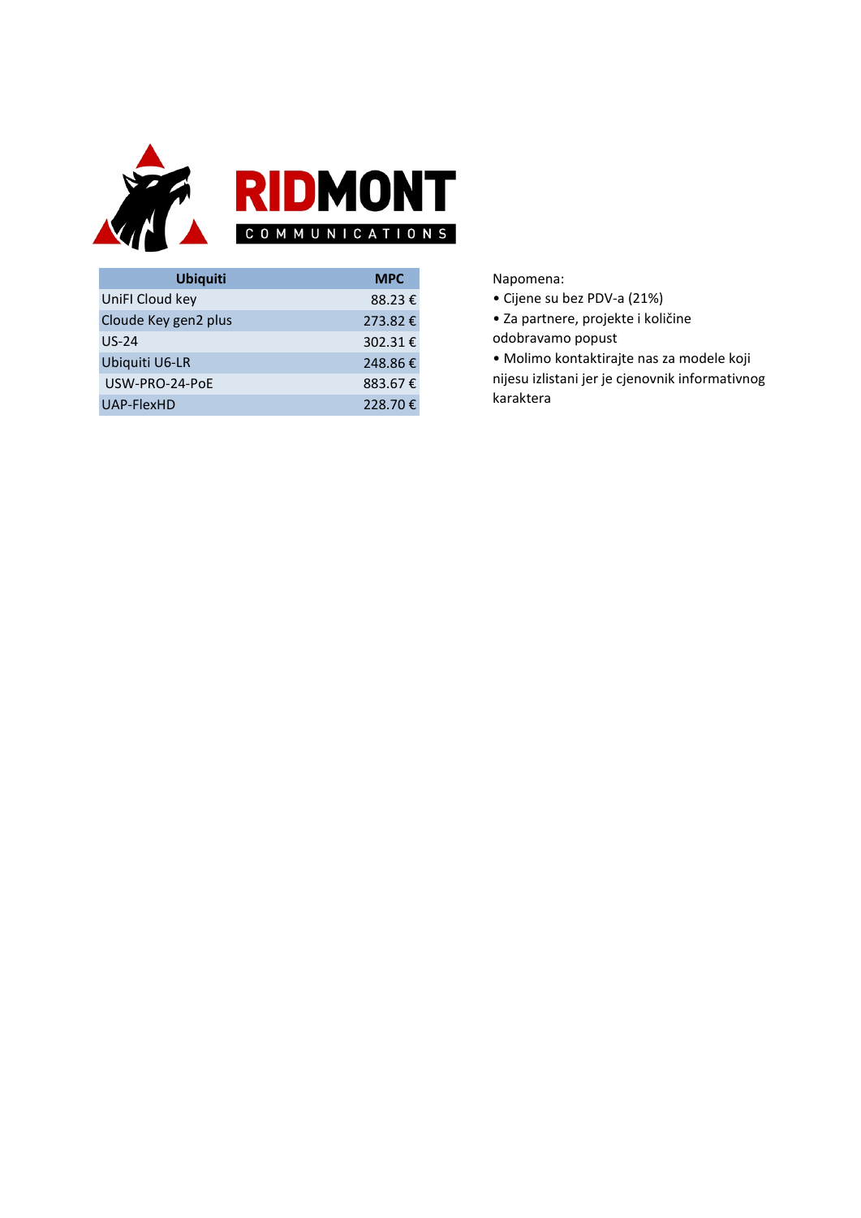RIDMONT
COMMUNICATIONS

| Ubiquiti | MPC |
|---|---|
| UniFI Cloud key | 88.23 € |
| Cloude Key gen2 plus | 273.82 € |
| US-24 | 302.31 € |
| Ubiquiti U6-LR | 248.86 € |
| USW-PRO-24-PoE | 883.67 € |
| UAP-FlexHD | 228.70 € |

Napomena:

- Cijene su bez PDV-a (21%)
- Za partnere, projekte i količine odobravamo popust
- Molimo kontaktirajte nas za modele koji nijesu izlistani jer je cjenovnik informativnog karaktera